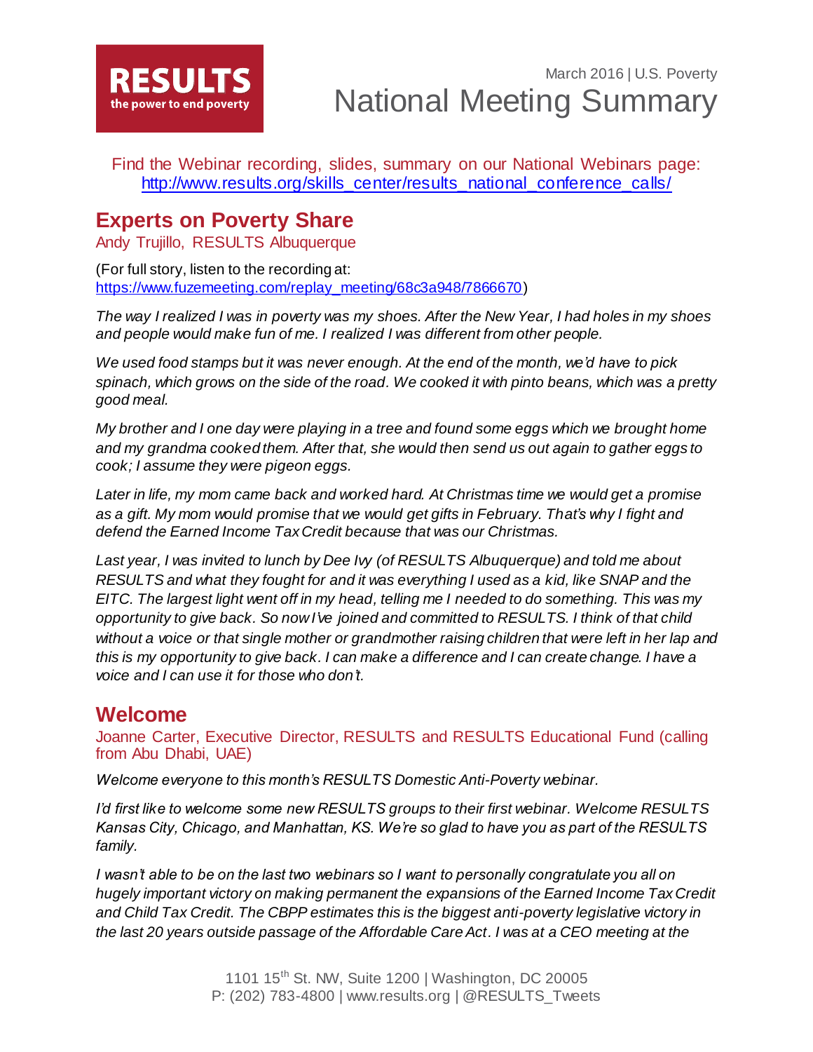RESULTS
the power to end poverty

March 2016 | U.S. Poverty

# National Meeting Summary

Find the Webinar recording, slides, summary on our National Webinars page: [http://www.results.org/skills_center/results_national_conference_calls/](http://www.results.org/skills_center/results_national_conference_calls/)

## Experts on Poverty Share

Andy Trujillo, RESULTS Albuquerque

(For full story, listen to the recording at: [https://www.fuzemeeting.com/replay_meeting/68c3a948/7866670](https://www.fuzemeeting.com/replay_meeting/68c3a948/7866670))

*The way I realized I was in poverty was my shoes. After the New Year, I had holes in my shoes and people would make fun of me. I realized I was different from other people.*

*We used food stamps but it was never enough. At the end of the month, we'd have to pick spinach, which grows on the side of the road. We cooked it with pinto beans, which was a pretty good meal.*

*My brother and I one day were playing in a tree and found some eggs which we brought home and my grandma cooked them. After that, she would then send us out again to gather eggs to cook; I assume they were pigeon eggs.*

*Later in life, my mom came back and worked hard. At Christmas time we would get a promise as a gift. My mom would promise that we would get gifts in February. That's why I fight and defend the Earned Income Tax Credit because that was our Christmas.*

*Last year, I was invited to lunch by Dee Ivy (of RESULTS Albuquerque) and told me about RESULTS and what they fought for and it was everything I used as a kid, like SNAP and the EITC. The largest light went off in my head, telling me I needed to do something. This was my opportunity to give back. So now I've joined and committed to RESULTS. I think of that child without a voice or that single mother or grandmother raising children that were left in her lap and this is my opportunity to give back. I can make a difference and I can create change. I have a voice and I can use it for those who don't.*

## Welcome

Joanne Carter, Executive Director, RESULTS and RESULTS Educational Fund (calling from Abu Dhabi, UAE)

*Welcome everyone to this month's RESULTS Domestic Anti-Poverty webinar.*

*I'd first like to welcome some new RESULTS groups to their first webinar. Welcome RESULTS Kansas City, Chicago, and Manhattan, KS. We're so glad to have you as part of the RESULTS family.*

*I wasn't able to be on the last two webinars so I want to personally congratulate you all on hugely important victory on making permanent the expansions of the Earned Income Tax Credit and Child Tax Credit. The CBPP estimates this is the biggest anti-poverty legislative victory in the last 20 years outside passage of the Affordable Care Act. I was at a CEO meeting at the*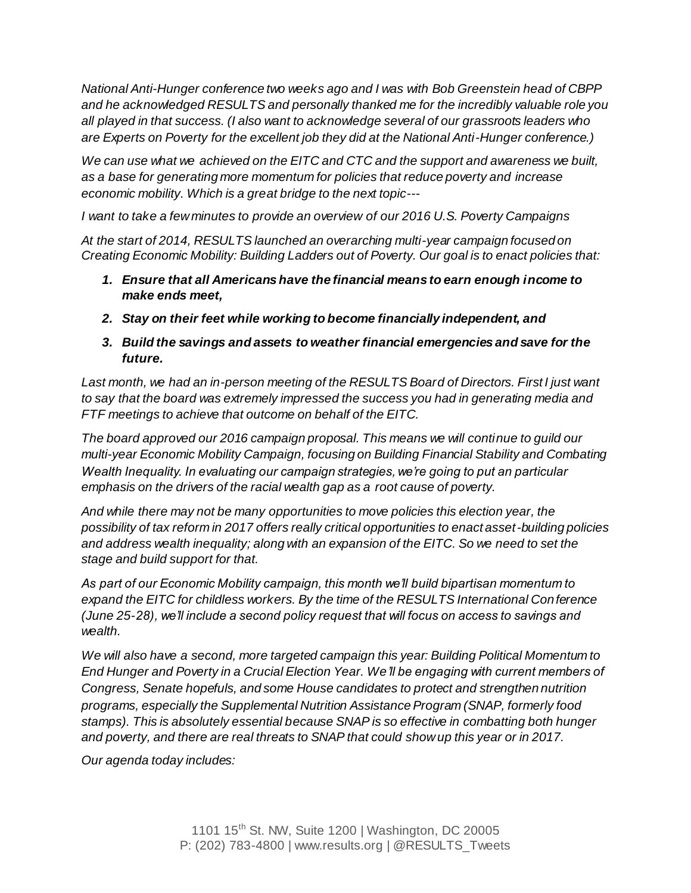*National Anti-Hunger conference two weeks ago and I was with Bob Greenstein head of CBPP and he acknowledged RESULTS and personally thanked me for the incredibly valuable role you all played in that success. (I also want to acknowledge several of our grassroots leaders who are Experts on Poverty for the excellent job they did at the National Anti-Hunger conference.)*

*We can use what we achieved on the EITC and CTC and the support and awareness we built, as a base for generating more momentum for policies that reduce poverty and increase economic mobility. Which is a great bridge to the next topic---*

*I want to take a few minutes to provide an overview of our 2016 U.S. Poverty Campaigns*

*At the start of 2014, RESULTS launched an overarching multi-year campaign focused on Creating Economic Mobility: Building Ladders out of Poverty. Our goal is to enact policies that:*

1. ***Ensure that all Americans have the financial means to earn enough income to make ends meet,***
2. ***Stay on their feet while working to become financially independent, and***
3. ***Build the savings and assets to weather financial emergencies and save for the future.***

*Last month, we had an in-person meeting of the RESULTS Board of Directors. First I just want to say that the board was extremely impressed the success you had in generating media and FTF meetings to achieve that outcome on behalf of the EITC.*

*The board approved our 2016 campaign proposal. This means we will continue to guild our multi-year Economic Mobility Campaign, focusing on Building Financial Stability and Combating Wealth Inequality. In evaluating our campaign strategies, we're going to put an particular emphasis on the drivers of the racial wealth gap as a root cause of poverty.*

*And while there may not be many opportunities to move policies this election year, the possibility of tax reform in 2017 offers really critical opportunities to enact asset-building policies and address wealth inequality; along with an expansion of the EITC. So we need to set the stage and build support for that.*

*As part of our Economic Mobility campaign, this month we'll build bipartisan momentum to expand the EITC for childless workers. By the time of the RESULTS International Conference (June 25-28), we'll include a second policy request that will focus on access to savings and wealth.*

*We will also have a second, more targeted campaign this year: Building Political Momentum to End Hunger and Poverty in a Crucial Election Year. We'll be engaging with current members of Congress, Senate hopefuls, and some House candidates to protect and strengthen nutrition programs, especially the Supplemental Nutrition Assistance Program (SNAP, formerly food stamps). This is absolutely essential because SNAP is so effective in combatting both hunger and poverty, and there are real threats to SNAP that could show up this year or in 2017.*

*Our agenda today includes:*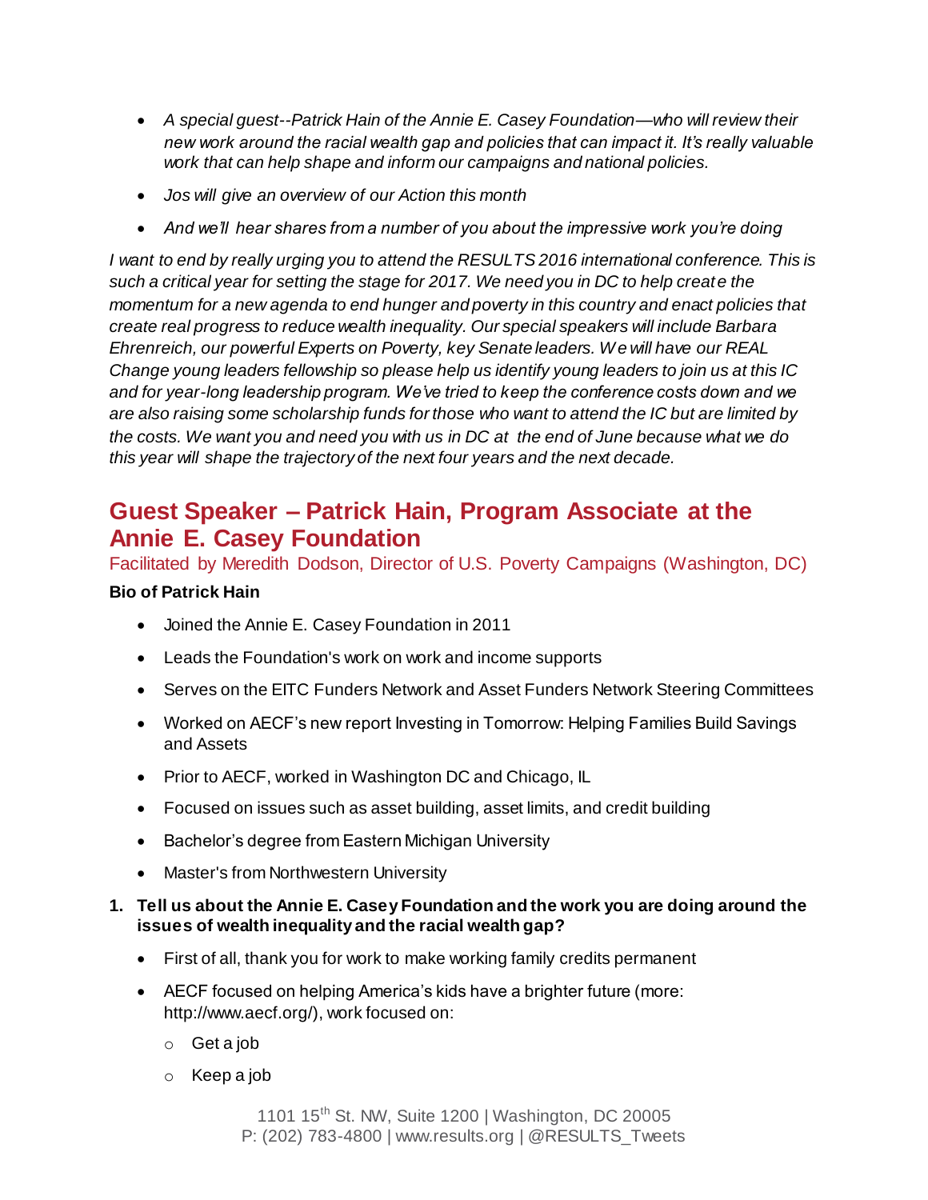- *A special guest--Patrick Hain of the Annie E. Casey Foundation—who will review their new work around the racial wealth gap and policies that can impact it. It's really valuable work that can help shape and inform our campaigns and national policies.*
- *Jos will give an overview of our Action this month*
- *And we'll hear shares from a number of you about the impressive work you're doing*

*I want to end by really urging you to attend the RESULTS 2016 international conference. This is such a critical year for setting the stage for 2017. We need you in DC to help create the momentum for a new agenda to end hunger and poverty in this country and enact policies that create real progress to reduce wealth inequality. Our special speakers will include Barbara Ehrenreich, our powerful Experts on Poverty, key Senate leaders. We will have our REAL Change young leaders fellowship so please help us identify young leaders to join us at this IC and for year-long leadership program. We've tried to keep the conference costs down and we are also raising some scholarship funds for those who want to attend the IC but are limited by the costs. We want you and need you with us in DC at the end of June because what we do this year will shape the trajectory of the next four years and the next decade.*

## Guest Speaker – Patrick Hain, Program Associate at the Annie E. Casey Foundation

Facilitated by Meredith Dodson, Director of U.S. Poverty Campaigns (Washington, DC)

**Bio of Patrick Hain**

- Joined the Annie E. Casey Foundation in 2011
- Leads the Foundation's work on work and income supports
- Serves on the EITC Funders Network and Asset Funders Network Steering Committees
- Worked on AECF's new report Investing in Tomorrow: Helping Families Build Savings and Assets
- Prior to AECF, worked in Washington DC and Chicago, IL
- Focused on issues such as asset building, asset limits, and credit building
- Bachelor's degree from Eastern Michigan University
- Master's from Northwestern University

1. **Tell us about the Annie E. Casey Foundation and the work you are doing around the issues of wealth inequality and the racial wealth gap?**
   - First of all, thank you for work to make working family credits permanent
   - AECF focused on helping America's kids have a brighter future (more: http://www.aecf.org/), work focused on:
     - Get a job
     - Keep a job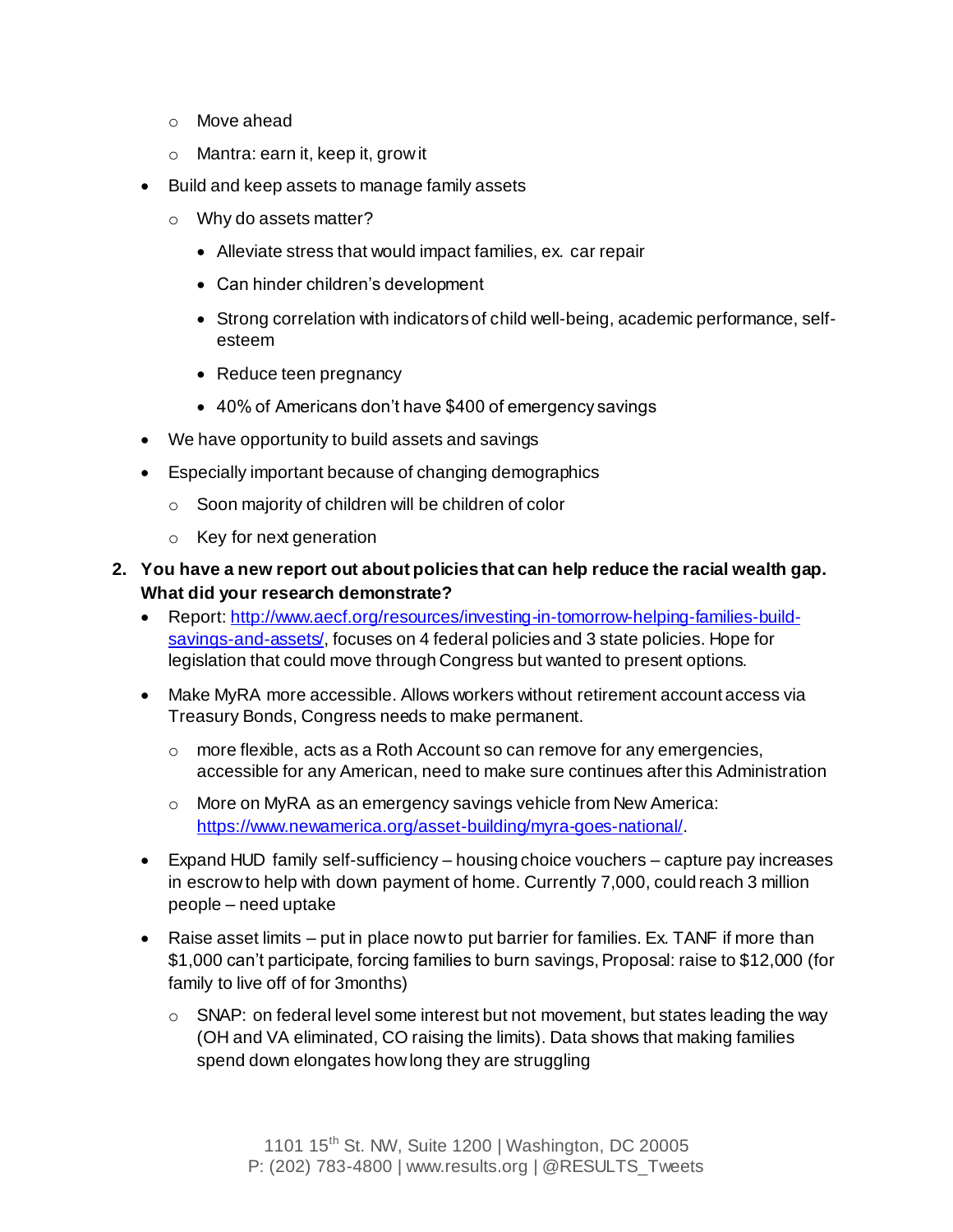- Move ahead
  - Mantra: earn it, keep it, grow it
- Build and keep assets to manage family assets
  - Why do assets matter?
    - Alleviate stress that would impact families, ex. car repair
    - Can hinder children's development
    - Strong correlation with indicators of child well-being, academic performance, self-esteem
    - Reduce teen pregnancy
    - 40% of Americans don't have $400 of emergency savings
- We have opportunity to build assets and savings
- Especially important because of changing demographics
  - Soon majority of children will be children of color
  - Key for next generation

2. **You have a new report out about policies that can help reduce the racial wealth gap. What did your research demonstrate?**
   - Report: [http://www.aecf.org/resources/investing-in-tomorrow-helping-families-build-savings-and-assets/](http://www.aecf.org/resources/investing-in-tomorrow-helping-families-build-savings-and-assets/), focuses on 4 federal policies and 3 state policies. Hope for legislation that could move through Congress but wanted to present options.
   - Make MyRA more accessible. Allows workers without retirement account access via Treasury Bonds, Congress needs to make permanent.
     - more flexible, acts as a Roth Account so can remove for any emergencies, accessible for any American, need to make sure continues after this Administration
     - More on MyRA as an emergency savings vehicle from New America: [https://www.newamerica.org/asset-building/myra-goes-national/](https://www.newamerica.org/asset-building/myra-goes-national/).
   - Expand HUD family self-sufficiency – housing choice vouchers – capture pay increases in escrow to help with down payment of home. Currently 7,000, could reach 3 million people – need uptake
   - Raise asset limits – put in place now to put barrier for families. Ex. TANF if more than $1,000 can't participate, forcing families to burn savings, Proposal: raise to $12,000 (for family to live off of for 3months)
     - SNAP: on federal level some interest but not movement, but states leading the way (OH and VA eliminated, CO raising the limits). Data shows that making families spend down elongates how long they are struggling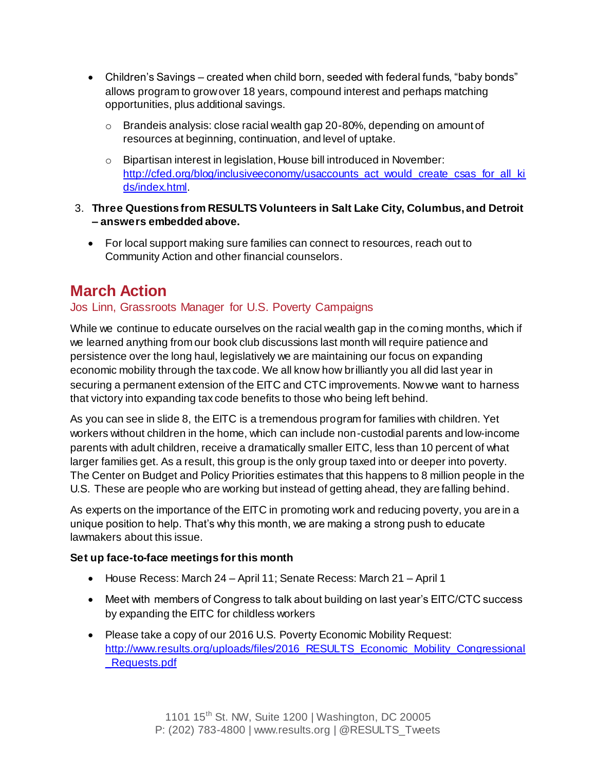- Children's Savings – created when child born, seeded with federal funds, "baby bonds" allows program to grow over 18 years, compound interest and perhaps matching opportunities, plus additional savings.
    - Brandeis analysis: close racial wealth gap 20-80%, depending on amount of resources at beginning, continuation, and level of uptake.
    - Bipartisan interest in legislation, House bill introduced in November: http://cfed.org/blog/inclusiveeconomy/usaccounts_act_would_create_csas_for_all_kids/index.html.

3. **Three Questions from RESULTS Volunteers in Salt Lake City, Columbus, and Detroit – answers embedded above.**

- For local support making sure families can connect to resources, reach out to Community Action and other financial counselors.

## March Action

Jos Linn, Grassroots Manager for U.S. Poverty Campaigns

While we continue to educate ourselves on the racial wealth gap in the coming months, which if we learned anything from our book club discussions last month will require patience and persistence over the long haul, legislatively we are maintaining our focus on expanding economic mobility through the tax code. We all know how brilliantly you all did last year in securing a permanent extension of the EITC and CTC improvements. Now we want to harness that victory into expanding tax code benefits to those who being left behind.

As you can see in slide 8, the EITC is a tremendous program for families with children. Yet workers without children in the home, which can include non-custodial parents and low-income parents with adult children, receive a dramatically smaller EITC, less than 10 percent of what larger families get. As a result, this group is the only group taxed into or deeper into poverty. The Center on Budget and Policy Priorities estimates that this happens to 8 million people in the U.S. These are people who are working but instead of getting ahead, they are falling behind.

As experts on the importance of the EITC in promoting work and reducing poverty, you are in a unique position to help. That's why this month, we are making a strong push to educate lawmakers about this issue.

**Set up face-to-face meetings for this month**

- House Recess: March 24 – April 11; Senate Recess: March 21 – April 1
- Meet with members of Congress to talk about building on last year's EITC/CTC success by expanding the EITC for childless workers
- Please take a copy of our 2016 U.S. Poverty Economic Mobility Request: http://www.results.org/uploads/files/2016_RESULTS_Economic_Mobility_Congressional_Requests.pdf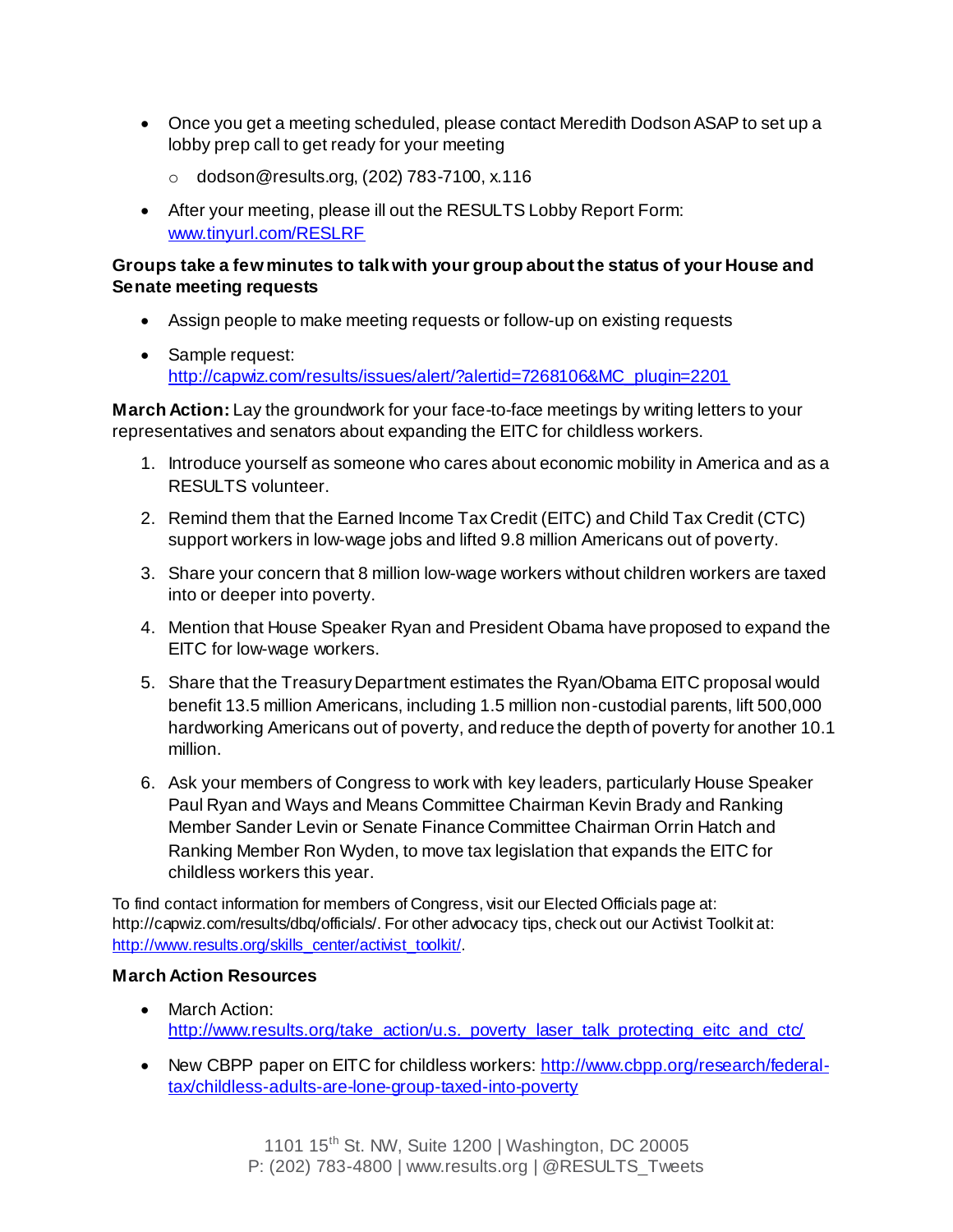- Once you get a meeting scheduled, please contact Meredith Dodson ASAP to set up a lobby prep call to get ready for your meeting
  - dodson@results.org, (202) 783-7100, x.116
- After your meeting, please ill out the RESULTS Lobby Report Form: [www.tinyurl.com/RESLRF](www.tinyurl.com/RESLRF)

**Groups take a few minutes to talk with your group about the status of your House and Senate meeting requests**

- Assign people to make meeting requests or follow-up on existing requests
- Sample request: [http://capwiz.com/results/issues/alert/?alertid=7268106&MC_plugin=2201](http://capwiz.com/results/issues/alert/?alertid=7268106&MC_plugin=2201)

**March Action:** Lay the groundwork for your face-to-face meetings by writing letters to your representatives and senators about expanding the EITC for childless workers.

1. Introduce yourself as someone who cares about economic mobility in America and as a RESULTS volunteer.
2. Remind them that the Earned Income Tax Credit (EITC) and Child Tax Credit (CTC) support workers in low-wage jobs and lifted 9.8 million Americans out of poverty.
3. Share your concern that 8 million low-wage workers without children workers are taxed into or deeper into poverty.
4. Mention that House Speaker Ryan and President Obama have proposed to expand the EITC for low-wage workers.
5. Share that the Treasury Department estimates the Ryan/Obama EITC proposal would benefit 13.5 million Americans, including 1.5 million non-custodial parents, lift 500,000 hardworking Americans out of poverty, and reduce the depth of poverty for another 10.1 million.
6. Ask your members of Congress to work with key leaders, particularly House Speaker Paul Ryan and Ways and Means Committee Chairman Kevin Brady and Ranking Member Sander Levin or Senate Finance Committee Chairman Orrin Hatch and Ranking Member Ron Wyden, to move tax legislation that expands the EITC for childless workers this year.

To find contact information for members of Congress, visit our Elected Officials page at: http://capwiz.com/results/dbq/officials/. For other advocacy tips, check out our Activist Toolkit at: [http://www.results.org/skills_center/activist_toolkit/](http://www.results.org/skills_center/activist_toolkit/).

**March Action Resources**

- March Action: [http://www.results.org/take_action/u.s._poverty_laser_talk_protecting_eitc_and_ctc/](http://www.results.org/take_action/u.s._poverty_laser_talk_protecting_eitc_and_ctc/)
- New CBPP paper on EITC for childless workers: [http://www.cbpp.org/research/federal-tax/childless-adults-are-lone-group-taxed-into-poverty](http://www.cbpp.org/research/federal-tax/childless-adults-are-lone-group-taxed-into-poverty)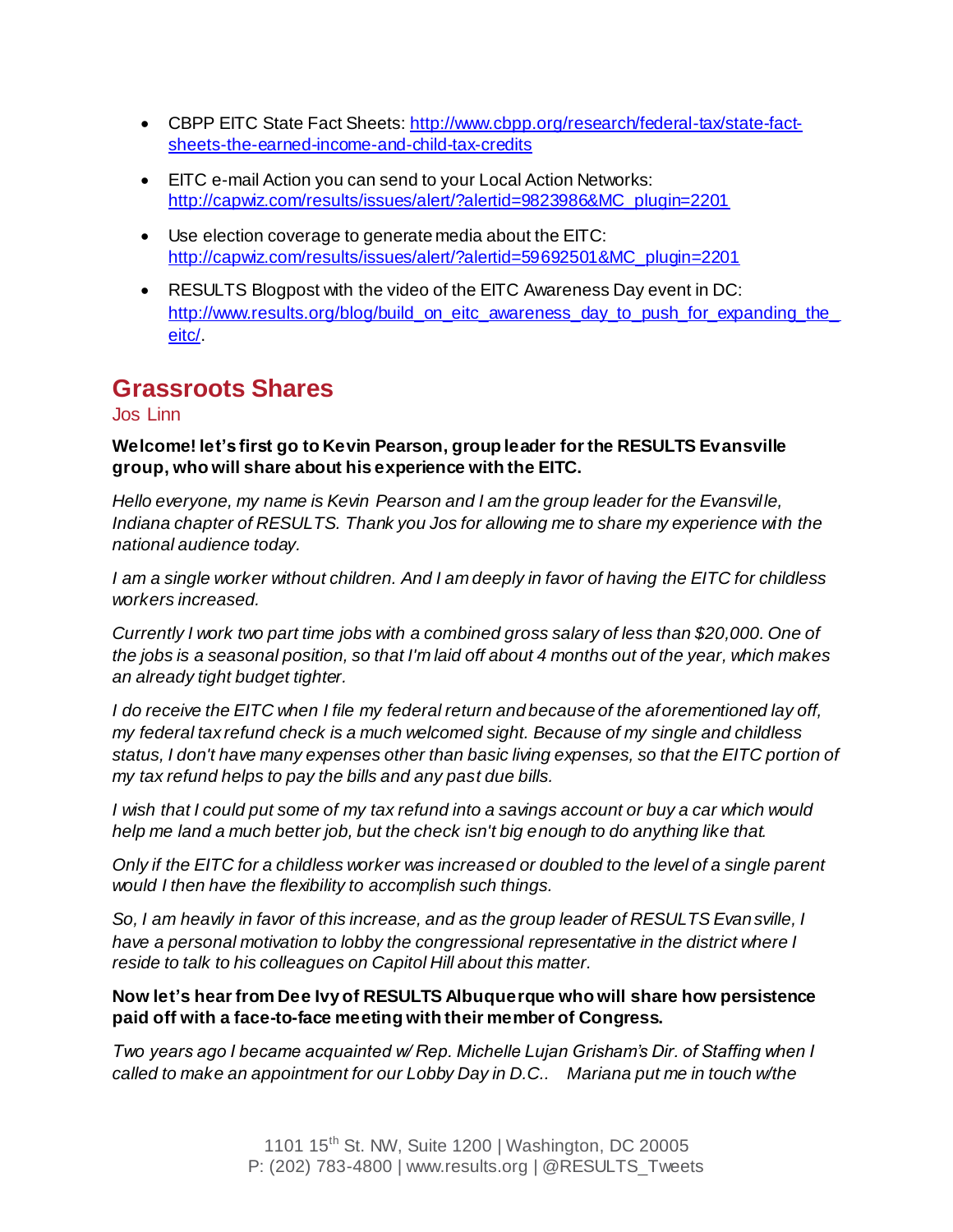- CBPP EITC State Fact Sheets: [http://www.cbpp.org/research/federal-tax/state-fact-sheets-the-earned-income-and-child-tax-credits](http://www.cbpp.org/research/federal-tax/state-fact-sheets-the-earned-income-and-child-tax-credits)
- EITC e-mail Action you can send to your Local Action Networks: [http://capwiz.com/results/issues/alert/?alertid=9823986&MC_plugin=2201](http://capwiz.com/results/issues/alert/?alertid=9823986&MC_plugin=2201)
- Use election coverage to generate media about the EITC: [http://capwiz.com/results/issues/alert/?alertid=59692501&MC_plugin=2201](http://capwiz.com/results/issues/alert/?alertid=59692501&MC_plugin=2201)
- RESULTS Blogpost with the video of the EITC Awareness Day event in DC: [http://www.results.org/blog/build_on_eitc_awareness_day_to_push_for_expanding_the_eitc/](http://www.results.org/blog/build_on_eitc_awareness_day_to_push_for_expanding_the_eitc/).

## Grassroots Shares

Jos Linn

**Welcome! let's first go to Kevin Pearson, group leader for the RESULTS Evansville group, who will share about his experience with the EITC.**

*Hello everyone, my name is Kevin Pearson and I am the group leader for the Evansville, Indiana chapter of RESULTS. Thank you Jos for allowing me to share my experience with the national audience today.*

*I am a single worker without children. And I am deeply in favor of having the EITC for childless workers increased.*

*Currently I work two part time jobs with a combined gross salary of less than $20,000. One of the jobs is a seasonal position, so that I'm laid off about 4 months out of the year, which makes an already tight budget tighter.*

*I do receive the EITC when I file my federal return and because of the aforementioned lay off, my federal tax refund check is a much welcomed sight. Because of my single and childless status, I don't have many expenses other than basic living expenses, so that the EITC portion of my tax refund helps to pay the bills and any past due bills.*

*I wish that I could put some of my tax refund into a savings account or buy a car which would help me land a much better job, but the check isn't big enough to do anything like that.*

*Only if the EITC for a childless worker was increased or doubled to the level of a single parent would I then have the flexibility to accomplish such things.*

*So, I am heavily in favor of this increase, and as the group leader of RESULTS Evansville, I have a personal motivation to lobby the congressional representative in the district where I reside to talk to his colleagues on Capitol Hill about this matter.*

**Now let's hear from Dee Ivy of RESULTS Albuquerque who will share how persistence paid off with a face-to-face meeting with their member of Congress.**

*Two years ago I became acquainted w/ Rep. Michelle Lujan Grisham's Dir. of Staffing when I called to make an appointment for our Lobby Day in D.C.. Mariana put me in touch w/the*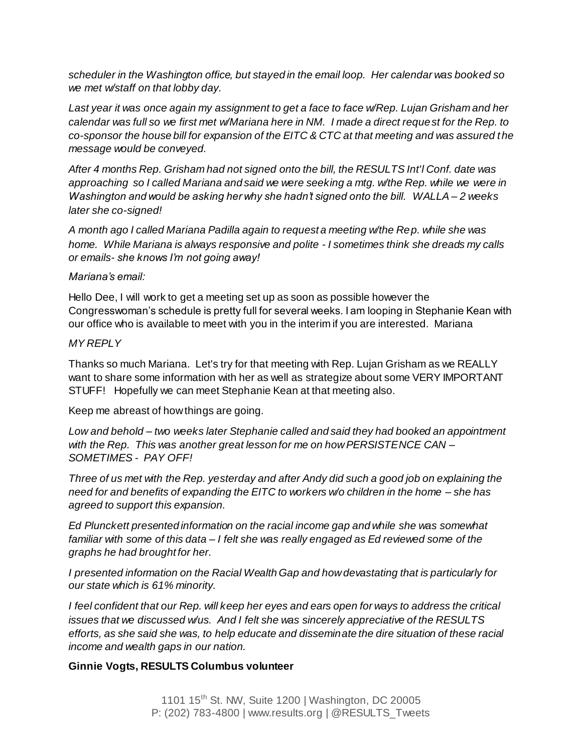*scheduler in the Washington office, but stayed in the email loop. Her calendar was booked so we met w/staff on that lobby day.*

*Last year it was once again my assignment to get a face to face w/Rep. Lujan Grisham and her calendar was full so we first met w/Mariana here in NM. I made a direct request for the Rep. to co-sponsor the house bill for expansion of the EITC & CTC at that meeting and was assured the message would be conveyed.*

*After 4 months Rep. Grisham had not signed onto the bill, the RESULTS Int'l Conf. date was approaching so I called Mariana and said we were seeking a mtg. w/the Rep. while we were in Washington and would be asking her why she hadn't signed onto the bill. WALLA – 2 weeks later she co-signed!*

*A month ago I called Mariana Padilla again to request a meeting w/the Rep. while she was home. While Mariana is always responsive and polite - I sometimes think she dreads my calls or emails- she knows I'm not going away!*

*Mariana's email:*

Hello Dee, I will work to get a meeting set up as soon as possible however the Congresswoman's schedule is pretty full for several weeks. I am looping in Stephanie Kean with our office who is available to meet with you in the interim if you are interested. Mariana

*MY REPLY*

Thanks so much Mariana. Let's try for that meeting with Rep. Lujan Grisham as we REALLY want to share some information with her as well as strategize about some VERY IMPORTANT STUFF! Hopefully we can meet Stephanie Kean at that meeting also.

Keep me abreast of how things are going.

*Low and behold – two weeks later Stephanie called and said they had booked an appointment with the Rep. This was another great lesson for me on how PERSISTENCE CAN – SOMETIMES - PAY OFF!*

*Three of us met with the Rep. yesterday and after Andy did such a good job on explaining the need for and benefits of expanding the EITC to workers w/o children in the home – she has agreed to support this expansion.*

*Ed Plunckett presented information on the racial income gap and while she was somewhat familiar with some of this data – I felt she was really engaged as Ed reviewed some of the graphs he had brought for her.*

*I presented information on the Racial Wealth Gap and how devastating that is particularly for our state which is 61% minority.*

*I feel confident that our Rep. will keep her eyes and ears open for ways to address the critical issues that we discussed w/us. And I felt she was sincerely appreciative of the RESULTS efforts, as she said she was, to help educate and disseminate the dire situation of these racial income and wealth gaps in our nation.*

**Ginnie Vogts, RESULTS Columbus volunteer**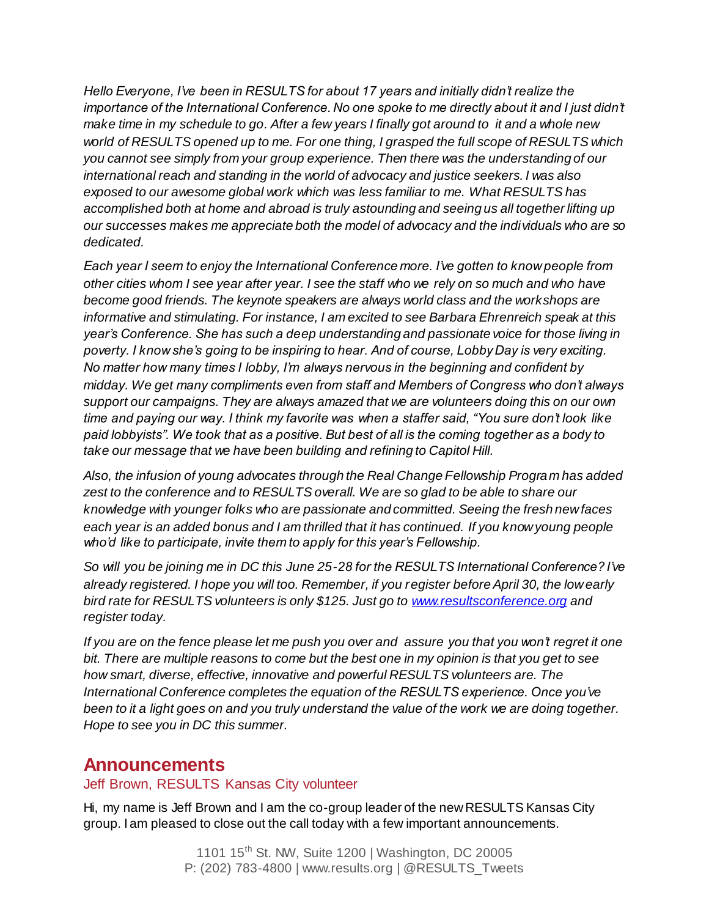*Hello Everyone, I've been in RESULTS for about 17 years and initially didn't realize the importance of the International Conference. No one spoke to me directly about it and I just didn't make time in my schedule to go. After a few years I finally got around to it and a whole new world of RESULTS opened up to me. For one thing, I grasped the full scope of RESULTS which you cannot see simply from your group experience. Then there was the understanding of our international reach and standing in the world of advocacy and justice seekers. I was also exposed to our awesome global work which was less familiar to me. What RESULTS has accomplished both at home and abroad is truly astounding and seeing us all together lifting up our successes makes me appreciate both the model of advocacy and the individuals who are so dedicated.*

*Each year I seem to enjoy the International Conference more. I've gotten to know people from other cities whom I see year after year. I see the staff who we rely on so much and who have become good friends. The keynote speakers are always world class and the workshops are informative and stimulating. For instance, I am excited to see Barbara Ehrenreich speak at this year's Conference. She has such a deep understanding and passionate voice for those living in poverty. I know she's going to be inspiring to hear. And of course, Lobby Day is very exciting. No matter how many times I lobby, I'm always nervous in the beginning and confident by midday. We get many compliments even from staff and Members of Congress who don't always support our campaigns. They are always amazed that we are volunteers doing this on our own time and paying our way. I think my favorite was when a staffer said, "You sure don't look like paid lobbyists". We took that as a positive. But best of all is the coming together as a body to take our message that we have been building and refining to Capitol Hill.*

*Also, the infusion of young advocates through the Real Change Fellowship Program has added zest to the conference and to RESULTS overall. We are so glad to be able to share our knowledge with younger folks who are passionate and committed. Seeing the fresh new faces each year is an added bonus and I am thrilled that it has continued. If you know young people who'd like to participate, invite them to apply for this year's Fellowship.*

*So will you be joining me in DC this June 25-28 for the RESULTS International Conference? I've already registered. I hope you will too. Remember, if you register before April 30, the low early bird rate for RESULTS volunteers is only $125. Just go to [www.resultsconference.org](http://www.resultsconference.org) and register today.*

*If you are on the fence please let me push you over and assure you that you won't regret it one bit. There are multiple reasons to come but the best one in my opinion is that you get to see how smart, diverse, effective, innovative and powerful RESULTS volunteers are. The International Conference completes the equation of the RESULTS experience. Once you've been to it a light goes on and you truly understand the value of the work we are doing together. Hope to see you in DC this summer.*

## Announcements

### Jeff Brown, RESULTS Kansas City volunteer

Hi, my name is Jeff Brown and I am the co-group leader of the new RESULTS Kansas City group. I am pleased to close out the call today with a few important announcements.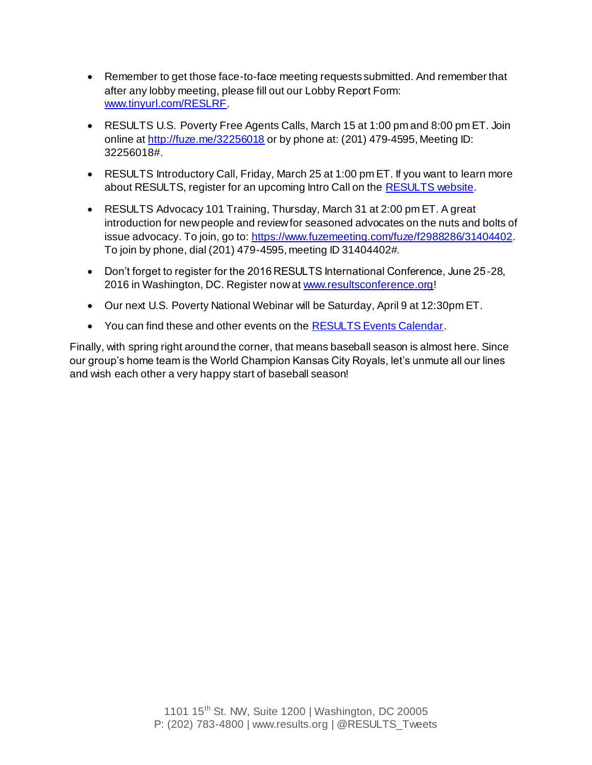- Remember to get those face-to-face meeting requests submitted. And remember that after any lobby meeting, please fill out our Lobby Report Form: [www.tinyurl.com/RESLRF](www.tinyurl.com/RESLRF).

- RESULTS U.S. Poverty Free Agents Calls, March 15 at 1:00 pm and 8:00 pm ET. Join online at [http://fuze.me/32256018](http://fuze.me/32256018) or by phone at: (201) 479-4595, Meeting ID: 32256018#.

- RESULTS Introductory Call, Friday, March 25 at 1:00 pm ET. If you want to learn more about RESULTS, register for an upcoming Intro Call on the RESULTS website.

- RESULTS Advocacy 101 Training, Thursday, March 31 at 2:00 pm ET. A great introduction for new people and review for seasoned advocates on the nuts and bolts of issue advocacy. To join, go to: [https://www.fuzemeeting.com/fuze/f2988286/31404402](https://www.fuzemeeting.com/fuze/f2988286/31404402). To join by phone, dial (201) 479-4595, meeting ID 31404402#.

- Don't forget to register for the 2016 RESULTS International Conference, June 25-28, 2016 in Washington, DC. Register now at [www.resultsconference.org](www.resultsconference.org)!

- Our next U.S. Poverty National Webinar will be Saturday, April 9 at 12:30pm ET.

- You can find these and other events on the RESULTS Events Calendar.

Finally, with spring right around the corner, that means baseball season is almost here. Since our group's home team is the World Champion Kansas City Royals, let's unmute all our lines and wish each other a very happy start of baseball season!

1101 15th St. NW, Suite 1200 | Washington, DC 20005
P: (202) 783-4800 | www.results.org | @RESULTS_Tweets